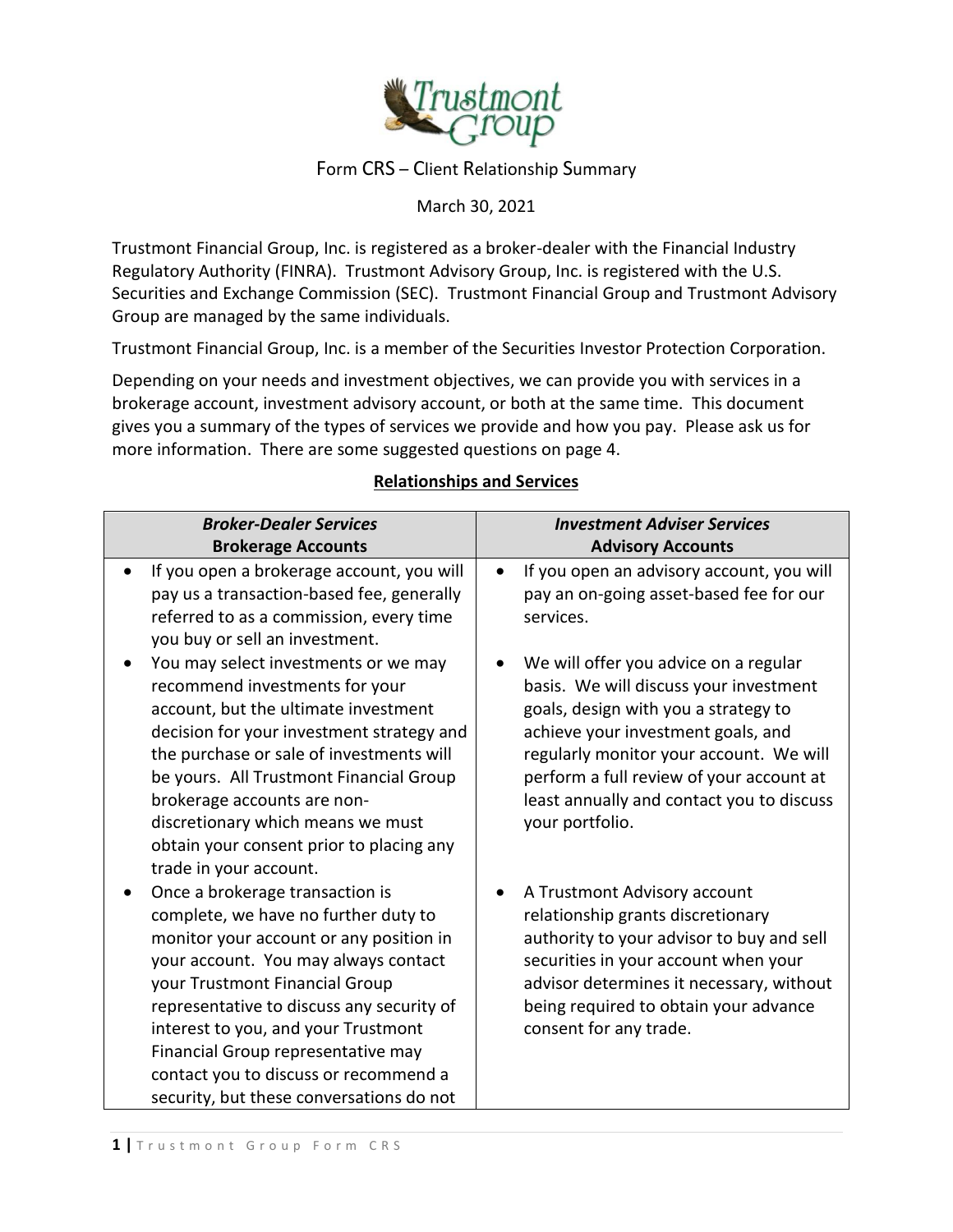# Form CRS – Client Relationship Summary

March 30, 2021

Trustmont Financial Group, Inc. is registered as a broker-dealer with the Financial Industry Regulatory Authority (FINRA). Trustmont Advisory Group, Inc. is registered with the U.S. Securities and Exchange Commission (SEC). Trustmont Financial Group and Trustmont Advisory Group are managed by the same individuals.

Trustmont Financial Group, Inc. is a member of the Securities Investor Protection Corporation.

Depending on your needs and investment objectives, we can provide you with services in a brokerage account, investment advisory account, or both at the same time. This document gives you a summary of the types of services we provide and how you pay. Please ask us for more information. There are some suggested questions on page 4.

## Relationships and Services

| ***Broker-Dealer Services*** **Brokerage Accounts** | ***Investment Adviser Services*** **Advisory Accounts** |
|---|---|
| • If you open a brokerage account, you will pay us a transaction-based fee, generally referred to as a commission, every time you buy or sell an investment. | • If you open an advisory account, you will pay an on-going asset-based fee for our services. |
| • You may select investments or we may recommend investments for your account, but the ultimate investment decision for your investment strategy and the purchase or sale of investments will be yours. All Trustmont Financial Group brokerage accounts are non-discretionary which means we must obtain your consent prior to placing any trade in your account. | • We will offer you advice on a regular basis. We will discuss your investment goals, design with you a strategy to achieve your investment goals, and regularly monitor your account. We will perform a full review of your account at least annually and contact you to discuss your portfolio. |
| • Once a brokerage transaction is complete, we have no further duty to monitor your account or any position in your account. You may always contact your Trustmont Financial Group representative to discuss any security of interest to you, and your Trustmont Financial Group representative may contact you to discuss or recommend a security, but these conversations do not | • A Trustmont Advisory account relationship grants discretionary authority to your advisor to buy and sell securities in your account when your advisor determines it necessary, without being required to obtain your advance consent for any trade. |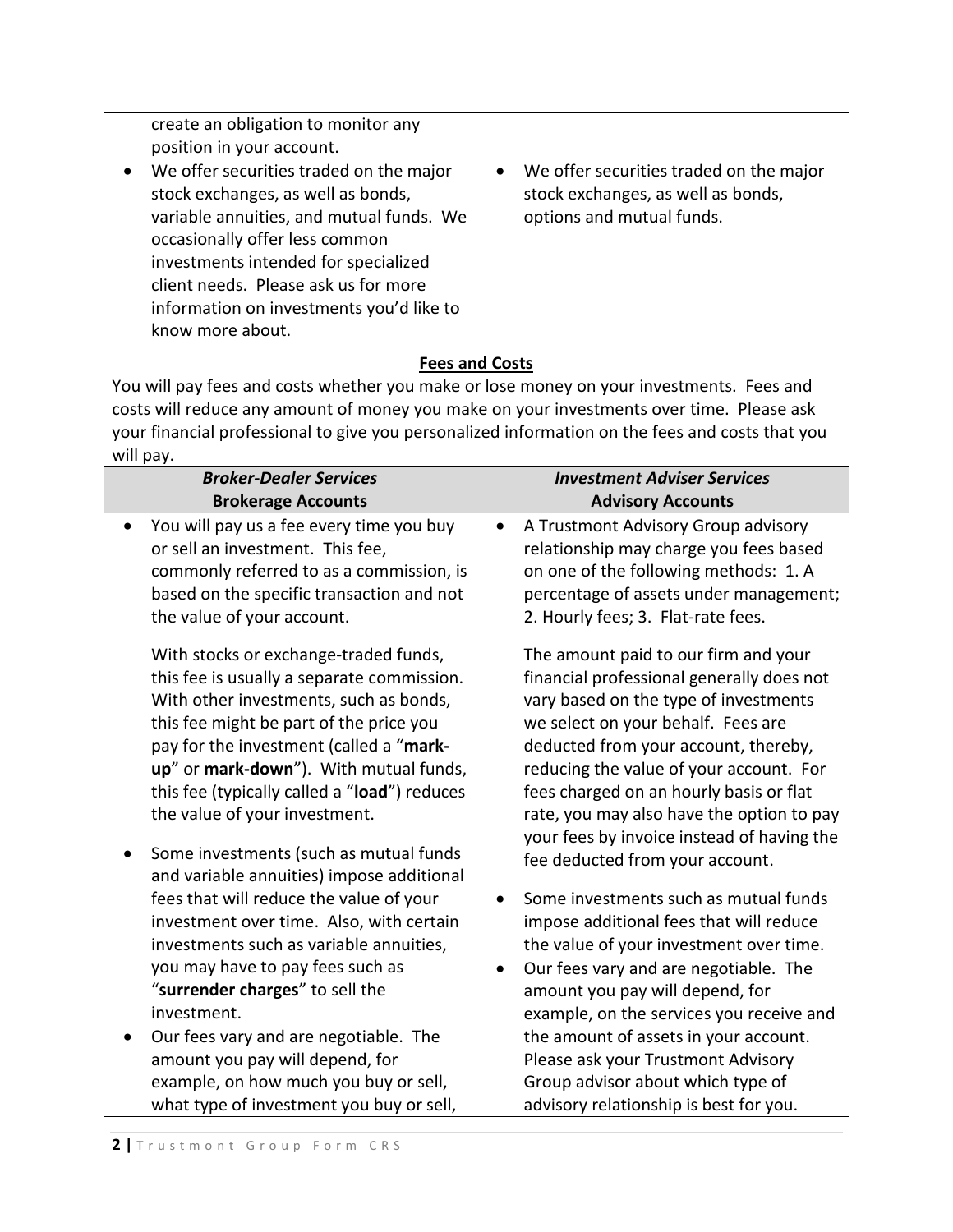| | |
|---|---|
| create an obligation to monitor any position in your account.<br>• We offer securities traded on the major stock exchanges, as well as bonds, variable annuities, and mutual funds. We occasionally offer less common investments intended for specialized client needs. Please ask us for more information on investments you'd like to know more about. | • We offer securities traded on the major stock exchanges, as well as bonds, options and mutual funds. |

## Fees and Costs

You will pay fees and costs whether you make or lose money on your investments. Fees and costs will reduce any amount of money you make on your investments over time. Please ask your financial professional to give you personalized information on the fees and costs that you will pay.

| ***Broker-Dealer Services*** **Brokerage Accounts** | ***Investment Adviser Services*** **Advisory Accounts** |
|---|---|
| • You will pay us a fee every time you buy or sell an investment. This fee, commonly referred to as a commission, is based on the specific transaction and not the value of your account.<br><br>With stocks or exchange-traded funds, this fee is usually a separate commission. With other investments, such as bonds, this fee might be part of the price you pay for the investment (called a "**mark-up**" or **mark-down**"). With mutual funds, this fee (typically called a "**load**") reduces the value of your investment.<br><br>• Some investments (such as mutual funds and variable annuities) impose additional fees that will reduce the value of your investment over time. Also, with certain investments such as variable annuities, you may have to pay fees such as "**surrender charges**" to sell the investment.<br>• Our fees vary and are negotiable. The amount you pay will depend, for example, on how much you buy or sell, what type of investment you buy or sell, | • A Trustmont Advisory Group advisory relationship may charge you fees based on one of the following methods: 1. A percentage of assets under management; 2. Hourly fees; 3. Flat-rate fees.<br><br>The amount paid to our firm and your financial professional generally does not vary based on the type of investments we select on your behalf. Fees are deducted from your account, thereby, reducing the value of your account. For fees charged on an hourly basis or flat rate, you may also have the option to pay your fees by invoice instead of having the fee deducted from your account.<br><br>• Some investments such as mutual funds impose additional fees that will reduce the value of your investment over time.<br>• Our fees vary and are negotiable. The amount you pay will depend, for example, on the services you receive and the amount of assets in your account. Please ask your Trustmont Advisory Group advisor about which type of advisory relationship is best for you. |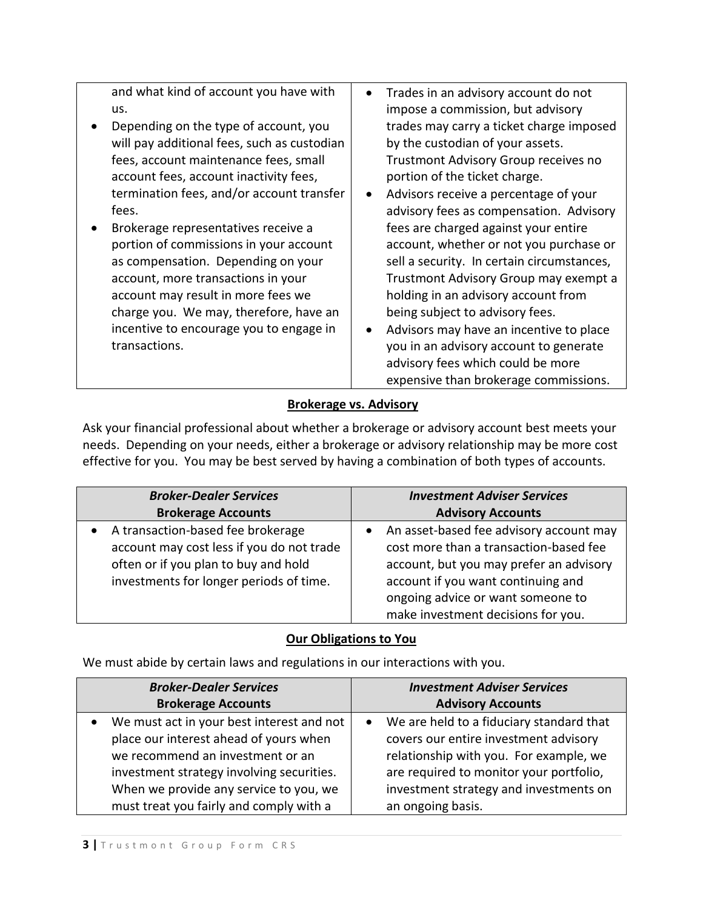| | |
|---|---|
| and what kind of account you have with us.<br>• Depending on the type of account, you will pay additional fees, such as custodian fees, account maintenance fees, small account fees, account inactivity fees, termination fees, and/or account transfer fees.<br>• Brokerage representatives receive a portion of commissions in your account as compensation. Depending on your account, more transactions in your account may result in more fees we charge you. We may, therefore, have an incentive to encourage you to engage in transactions. | • Trades in an advisory account do not impose a commission, but advisory trades may carry a ticket charge imposed by the custodian of your assets. Trustmont Advisory Group receives no portion of the ticket charge.<br>• Advisors receive a percentage of your advisory fees as compensation. Advisory fees are charged against your entire account, whether or not you purchase or sell a security. In certain circumstances, Trustmont Advisory Group may exempt a holding in an advisory account from being subject to advisory fees.<br>• Advisors may have an incentive to place you in an advisory account to generate advisory fees which could be more expensive than brokerage commissions. |

## Brokerage vs. Advisory

Ask your financial professional about whether a brokerage or advisory account best meets your needs. Depending on your needs, either a brokerage or advisory relationship may be more cost effective for you. You may be best served by having a combination of both types of accounts.

| ***Broker-Dealer Services***<br>**Brokerage Accounts** | ***Investment Adviser Services***<br>**Advisory Accounts** |
|---|---|
| • A transaction-based fee brokerage account may cost less if you do not trade often or if you plan to buy and hold investments for longer periods of time. | • An asset-based fee advisory account may cost more than a transaction-based fee account, but you may prefer an advisory account if you want continuing and ongoing advice or want someone to make investment decisions for you. |

## Our Obligations to You

We must abide by certain laws and regulations in our interactions with you.

| ***Broker-Dealer Services***<br>**Brokerage Accounts** | ***Investment Adviser Services***<br>**Advisory Accounts** |
|---|---|
| • We must act in your best interest and not place our interest ahead of yours when we recommend an investment or an investment strategy involving securities. When we provide any service to you, we must treat you fairly and comply with a | • We are held to a fiduciary standard that covers our entire investment advisory relationship with you. For example, we are required to monitor your portfolio, investment strategy and investments on an ongoing basis. |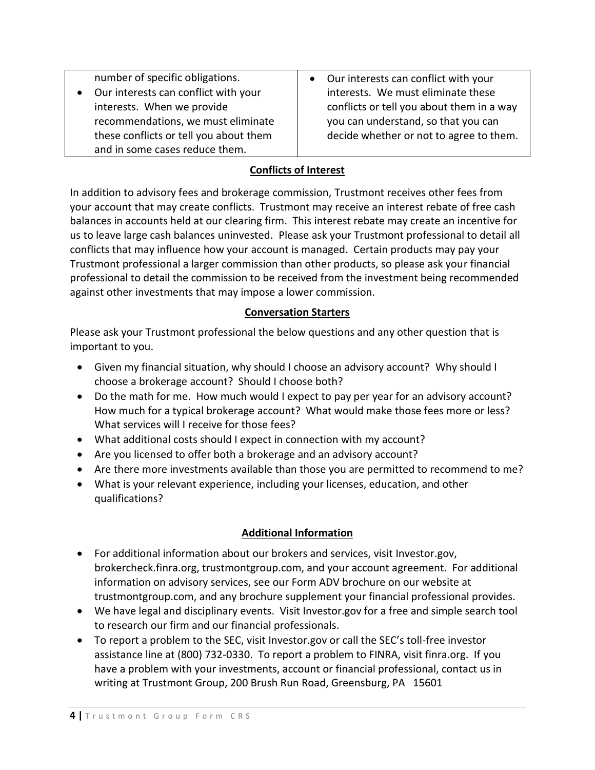| | |
|---|---|
| number of specific obligations.<br>• Our interests can conflict with your interests. When we provide recommendations, we must eliminate these conflicts or tell you about them and in some cases reduce them. | • Our interests can conflict with your interests. We must eliminate these conflicts or tell you about them in a way you can understand, so that you can decide whether or not to agree to them. |

## Conflicts of Interest

In addition to advisory fees and brokerage commission, Trustmont receives other fees from your account that may create conflicts. Trustmont may receive an interest rebate of free cash balances in accounts held at our clearing firm. This interest rebate may create an incentive for us to leave large cash balances uninvested. Please ask your Trustmont professional to detail all conflicts that may influence how your account is managed. Certain products may pay your Trustmont professional a larger commission than other products, so please ask your financial professional to detail the commission to be received from the investment being recommended against other investments that may impose a lower commission.

## Conversation Starters

Please ask your Trustmont professional the below questions and any other question that is important to you.

- Given my financial situation, why should I choose an advisory account? Why should I choose a brokerage account? Should I choose both?
- Do the math for me. How much would I expect to pay per year for an advisory account? How much for a typical brokerage account? What would make those fees more or less? What services will I receive for those fees?
- What additional costs should I expect in connection with my account?
- Are you licensed to offer both a brokerage and an advisory account?
- Are there more investments available than those you are permitted to recommend to me?
- What is your relevant experience, including your licenses, education, and other qualifications?

## Additional Information

- For additional information about our brokers and services, visit Investor.gov, brokercheck.finra.org, trustmontgroup.com, and your account agreement. For additional information on advisory services, see our Form ADV brochure on our website at trustmontgroup.com, and any brochure supplement your financial professional provides.
- We have legal and disciplinary events. Visit Investor.gov for a free and simple search tool to research our firm and our financial professionals.
- To report a problem to the SEC, visit Investor.gov or call the SEC's toll-free investor assistance line at (800) 732-0330. To report a problem to FINRA, visit finra.org. If you have a problem with your investments, account or financial professional, contact us in writing at Trustmont Group, 200 Brush Run Road, Greensburg, PA 15601